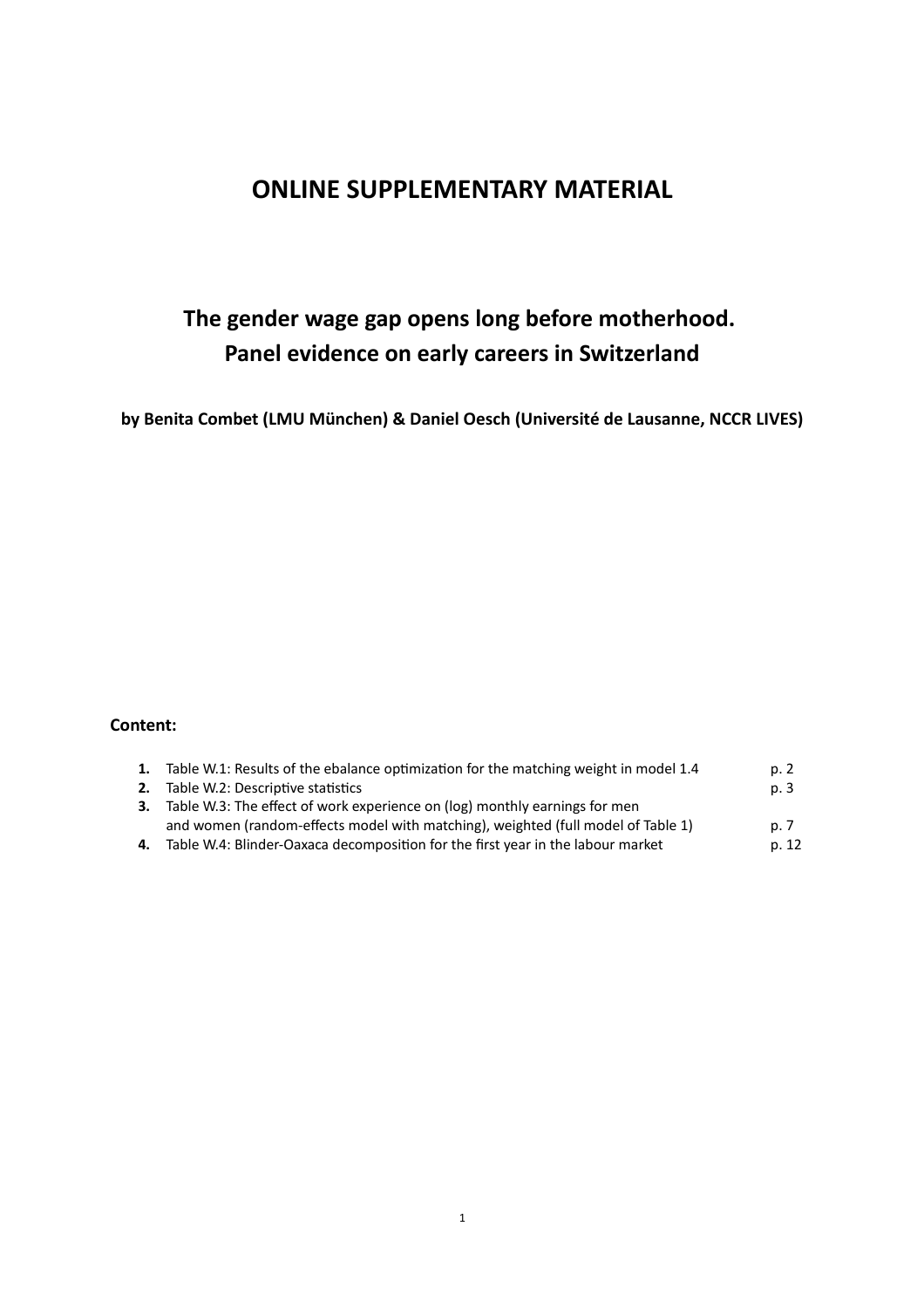# ONLINE SUPPLEMENTARY MATERIAL

## The gender wage gap opens long before motherhood. Panel evidence on early careers in Switzerland

**by Benita Combet (LMU München) & Daniel Oesch (Université de Lausanne, NCCR LIVES)**

**Content:**

| | | |
|---|---|---|
| **1.** | Table W.1: Results of the ebalance optimization for the matching weight in model 1.4 | p. 2 |
| **2.** | Table W.2: Descriptive statistics | p. 3 |
| **3.** | Table W.3: The effect of work experience on (log) monthly earnings for men and women (random-effects model with matching), weighted (full model of Table 1) | p. 7 |
| **4.** | Table W.4: Blinder-Oaxaca decomposition for the first year in the labour market | p. 12 |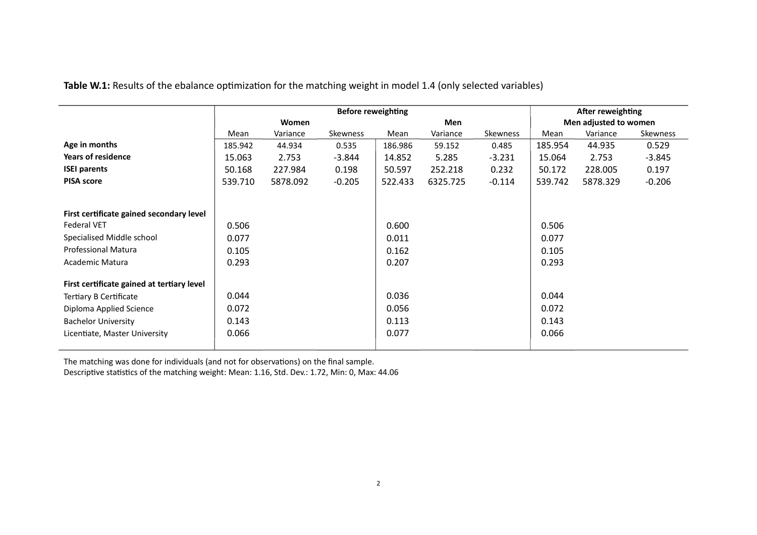**Table W.1:** Results of the ebalance optimization for the matching weight in model 1.4 (only selected variables)

| | Before reweighting | | | | | | After reweighting | | |
|---|---|---|---|---|---|---|---|---|---|
| | Women | | | Men | | | Men adjusted to women | | |
| | Mean | Variance | Skewness | Mean | Variance | Skewness | Mean | Variance | Skewness |
| **Age in months** | 185.942 | 44.934 | 0.535 | 186.986 | 59.152 | 0.485 | 185.954 | 44.935 | 0.529 |
| **Years of residence** | 15.063 | 2.753 | -3.844 | 14.852 | 5.285 | -3.231 | 15.064 | 2.753 | -3.845 |
| **ISEI parents** | 50.168 | 227.984 | 0.198 | 50.597 | 252.218 | 0.232 | 50.172 | 228.005 | 0.197 |
| **PISA score** | 539.710 | 5878.092 | -0.205 | 522.433 | 6325.725 | -0.114 | 539.742 | 5878.329 | -0.206 |
| | | | | | | | | | |
| **First certificate gained secondary level** | | | | | | | | | |
| Federal VET | 0.506 | | | 0.600 | | | 0.506 | | |
| Specialised Middle school | 0.077 | | | 0.011 | | | 0.077 | | |
| Professional Matura | 0.105 | | | 0.162 | | | 0.105 | | |
| Academic Matura | 0.293 | | | 0.207 | | | 0.293 | | |
| | | | | | | | | | |
| **First certificate gained at tertiary level** | | | | | | | | | |
| Tertiary B Certificate | 0.044 | | | 0.036 | | | 0.044 | | |
| Diploma Applied Science | 0.072 | | | 0.056 | | | 0.072 | | |
| Bachelor University | 0.143 | | | 0.113 | | | 0.143 | | |
| Licentiate, Master University | 0.066 | | | 0.077 | | | 0.066 | | |

The matching was done for individuals (and not for observations) on the final sample.
Descriptive statistics of the matching weight: Mean: 1.16, Std. Dev.: 1.72, Min: 0, Max: 44.06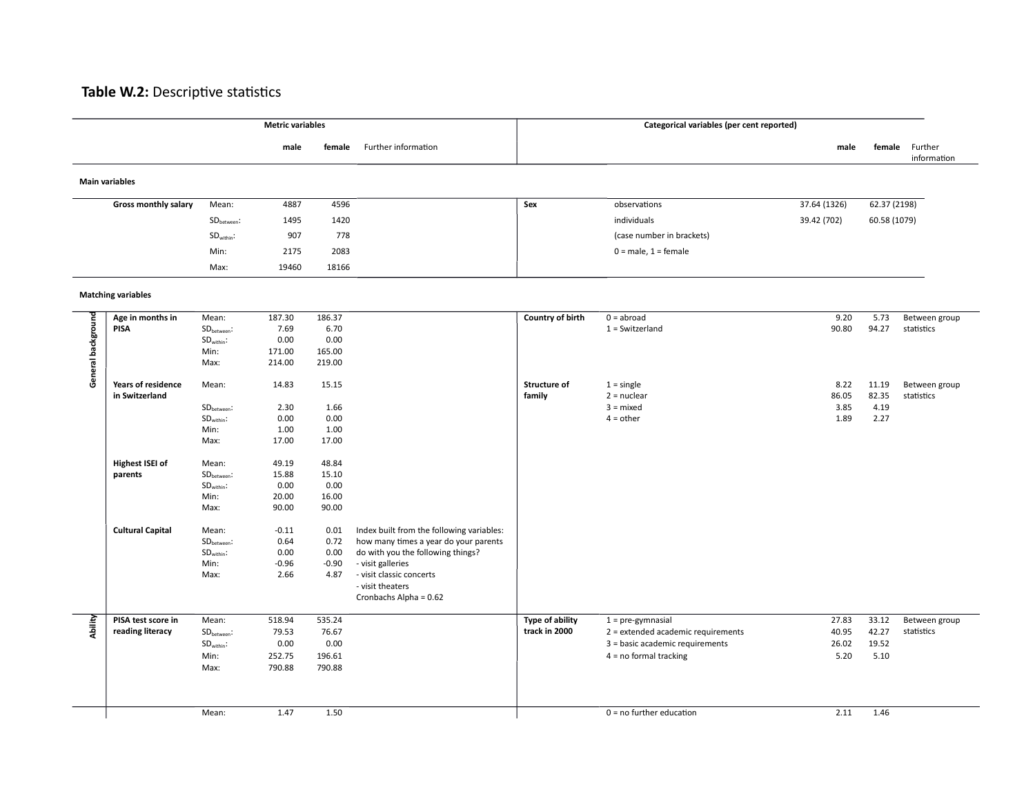**Table W.2:** Descriptive statistics

| | | Metric variables | | | | Categorical variables (per cent reported) | | | | |
|---|---|---|---|---|---|---|---|---|---|---|
| | | | male | female | Further information | | | male | female | Further information |
| **Main variables** | | | | | | | | | | |
| | **Gross monthly salary** | Mean: | 4887 | 4596 | | **Sex** | observations | 37.64 (1326) | 62.37 (2198) | |
| | | $SD_{between}$: | 1495 | 1420 | | | individuals | 39.42 (702) | 60.58 (1079) | |
| | | $SD_{within}$: | 907 | 778 | | | (case number in brackets) | | | |
| | | Min: | 2175 | 2083 | | | 0 = male, 1 = female | | | |
| | | Max: | 19460 | 18166 | | | | | | |
| **Matching variables** | | | | | | | | | | |
| General background | **Age in months in PISA** | Mean: | 187.30 | 186.37 | | **Country of birth** | 0 = abroad | 9.20 | 5.73 | Between group statistics |
| | | $SD_{between}$: | 7.69 | 6.70 | | | 1 = Switzerland | 90.80 | 94.27 | |
| | | $SD_{within}$: | 0.00 | 0.00 | | | | | | |
| | | Min: | 171.00 | 165.00 | | | | | | |
| | | Max: | 214.00 | 219.00 | | | | | | |
| | **Years of residence in Switzerland** | Mean: | 14.83 | 15.15 | | **Structure of family** | 1 = single | 8.22 | 11.19 | Between group statistics |
| | | | | | | | 2 = nuclear | 86.05 | 82.35 | |
| | | $SD_{between}$: | 2.30 | 1.66 | | | 3 = mixed | 3.85 | 4.19 | |
| | | $SD_{within}$: | 0.00 | 0.00 | | | 4 = other | 1.89 | 2.27 | |
| | | Min: | 1.00 | 1.00 | | | | | | |
| | | Max: | 17.00 | 17.00 | | | | | | |
| | **Highest ISEI of parents** | Mean: | 49.19 | 48.84 | | | | | | |
| | | $SD_{between}$: | 15.88 | 15.10 | | | | | | |
| | | $SD_{within}$: | 0.00 | 0.00 | | | | | | |
| | | Min: | 20.00 | 16.00 | | | | | | |
| | | Max: | 90.00 | 90.00 | | | | | | |
| | **Cultural Capital** | Mean: | -0.11 | 0.01 | Index built from the following variables: how many times a year do your parents do with you the following things? - visit galleries - visit classic concerts - visit theaters Cronbachs Alpha = 0.62 | | | | | |
| | | $SD_{between}$: | 0.64 | 0.72 | | | | | | |
| | | $SD_{within}$: | 0.00 | 0.00 | | | | | | |
| | | Min: | -0.96 | -0.90 | | | | | | |
| | | Max: | 2.66 | 4.87 | | | | | | |
| Ability | **PISA test score in reading literacy** | Mean: | 518.94 | 535.24 | | **Type of ability track in 2000** | 1 = pre-gymnasial | 27.83 | 33.12 | Between group statistics |
| | | $SD_{between}$: | 79.53 | 76.67 | | | 2 = extended academic requirements | 40.95 | 42.27 | |
| | | $SD_{within}$: | 0.00 | 0.00 | | | 3 = basic academic requirements | 26.02 | 19.52 | |
| | | Min: | 252.75 | 196.61 | | | 4 = no formal tracking | 5.20 | 5.10 | |
| | | Max: | 790.88 | 790.88 | | | | | | |
| | | Mean: | 1.47 | 1.50 | | | 0 = no further education | 2.11 | 1.46 | |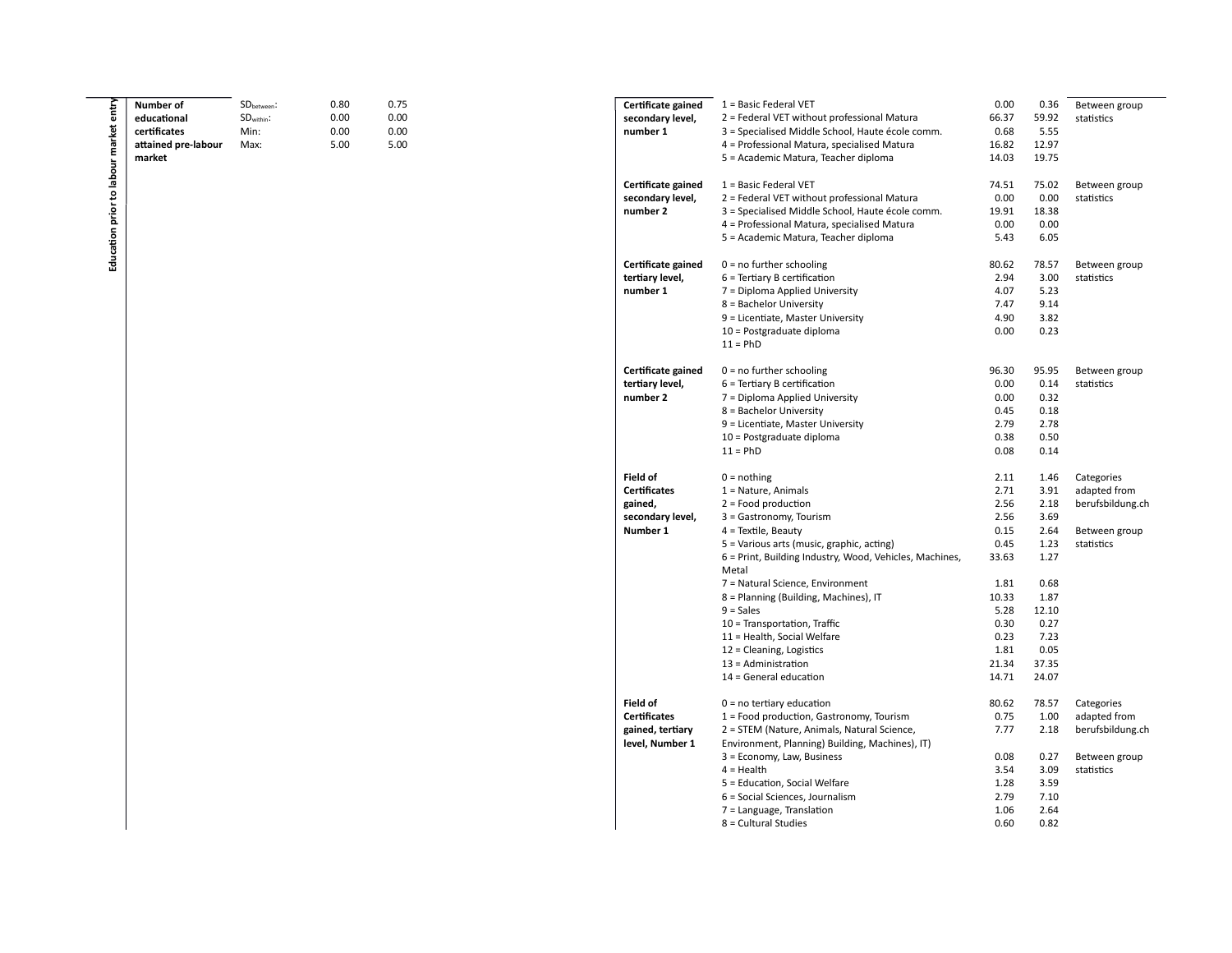| Education prior to labour market entry | | | | |
|---|---|---|---|---|
| **Number of educational certificates attained pre-labour market** | $SD_{between}$: | 0.80 | 0.75 | |
| | $SD_{within}$: | 0.00 | 0.00 | |
| | Min: | 0.00 | 0.00 | |
| | Max: | 5.00 | 5.00 | |

| Variable | Categories | | | Notes |
|---|---|---|---|---|
| **Certificate gained secondary level, number 1** | 1 = Basic Federal VET | 0.00 | 0.36 | Between group statistics |
| | 2 = Federal VET without professional Matura | 66.37 | 59.92 | |
| | 3 = Specialised Middle School, Haute école comm. | 0.68 | 5.55 | |
| | 4 = Professional Matura, specialised Matura | 16.82 | 12.97 | |
| | 5 = Academic Matura, Teacher diploma | 14.03 | 19.75 | |
| **Certificate gained secondary level, number 2** | 1 = Basic Federal VET | 74.51 | 75.02 | Between group statistics |
| | 2 = Federal VET without professional Matura | 0.00 | 0.00 | |
| | 3 = Specialised Middle School, Haute école comm. | 19.91 | 18.38 | |
| | 4 = Professional Matura, specialised Matura | 0.00 | 0.00 | |
| | 5 = Academic Matura, Teacher diploma | 5.43 | 6.05 | |
| **Certificate gained tertiary level, number 1** | 0 = no further schooling | 80.62 | 78.57 | Between group statistics |
| | 6 = Tertiary B certification | 2.94 | 3.00 | |
| | 7 = Diploma Applied University | 4.07 | 5.23 | |
| | 8 = Bachelor University | 7.47 | 9.14 | |
| | 9 = Licentiate, Master University | 4.90 | 3.82 | |
| | 10 = Postgraduate diploma | 0.00 | 0.23 | |
| | 11 = PhD | | | |
| **Certificate gained tertiary level, number 2** | 0 = no further schooling | 96.30 | 95.95 | Between group statistics |
| | 6 = Tertiary B certification | 0.00 | 0.14 | |
| | 7 = Diploma Applied University | 0.00 | 0.32 | |
| | 8 = Bachelor University | 0.45 | 0.18 | |
| | 9 = Licentiate, Master University | 2.79 | 2.78 | |
| | 10 = Postgraduate diploma | 0.38 | 0.50 | |
| | 11 = PhD | 0.08 | 0.14 | |
| **Field of Certificates gained, secondary level, Number 1** | 0 = nothing | 2.11 | 1.46 | Categories adapted from berufsbildung.ch |
| | 1 = Nature, Animals | 2.71 | 3.91 | |
| | 2 = Food production | 2.56 | 2.18 | |
| | 3 = Gastronomy, Tourism | 2.56 | 3.69 | Between group statistics |
| | 4 = Textile, Beauty | 0.15 | 2.64 | |
| | 5 = Various arts (music, graphic, acting) | 0.45 | 1.23 | |
| | 6 = Print, Building Industry, Wood, Vehicles, Machines, Metal | 33.63 | 1.27 | |
| | 7 = Natural Science, Environment | 1.81 | 0.68 | |
| | 8 = Planning (Building, Machines), IT | 10.33 | 1.87 | |
| | 9 = Sales | 5.28 | 12.10 | |
| | 10 = Transportation, Traffic | 0.30 | 0.27 | |
| | 11 = Health, Social Welfare | 0.23 | 7.23 | |
| | 12 = Cleaning, Logistics | 1.81 | 0.05 | |
| | 13 = Administration | 21.34 | 37.35 | |
| | 14 = General education | 14.71 | 24.07 | |
| **Field of Certificates gained, tertiary level, Number 1** | 0 = no tertiary education | 80.62 | 78.57 | Categories adapted from berufsbildung.ch |
| | 1 = Food production, Gastronomy, Tourism | 0.75 | 1.00 | |
| | 2 = STEM (Nature, Animals, Natural Science, Environment, Planning) Building, Machines), IT) | 7.77 | 2.18 | |
| | 3 = Economy, Law, Business | 0.08 | 0.27 | Between group statistics |
| | 4 = Health | 3.54 | 3.09 | |
| | 5 = Education, Social Welfare | 1.28 | 3.59 | |
| | 6 = Social Sciences, Journalism | 2.79 | 7.10 | |
| | 7 = Language, Translation | 1.06 | 2.64 | |
| | 8 = Cultural Studies | 0.60 | 0.82 | |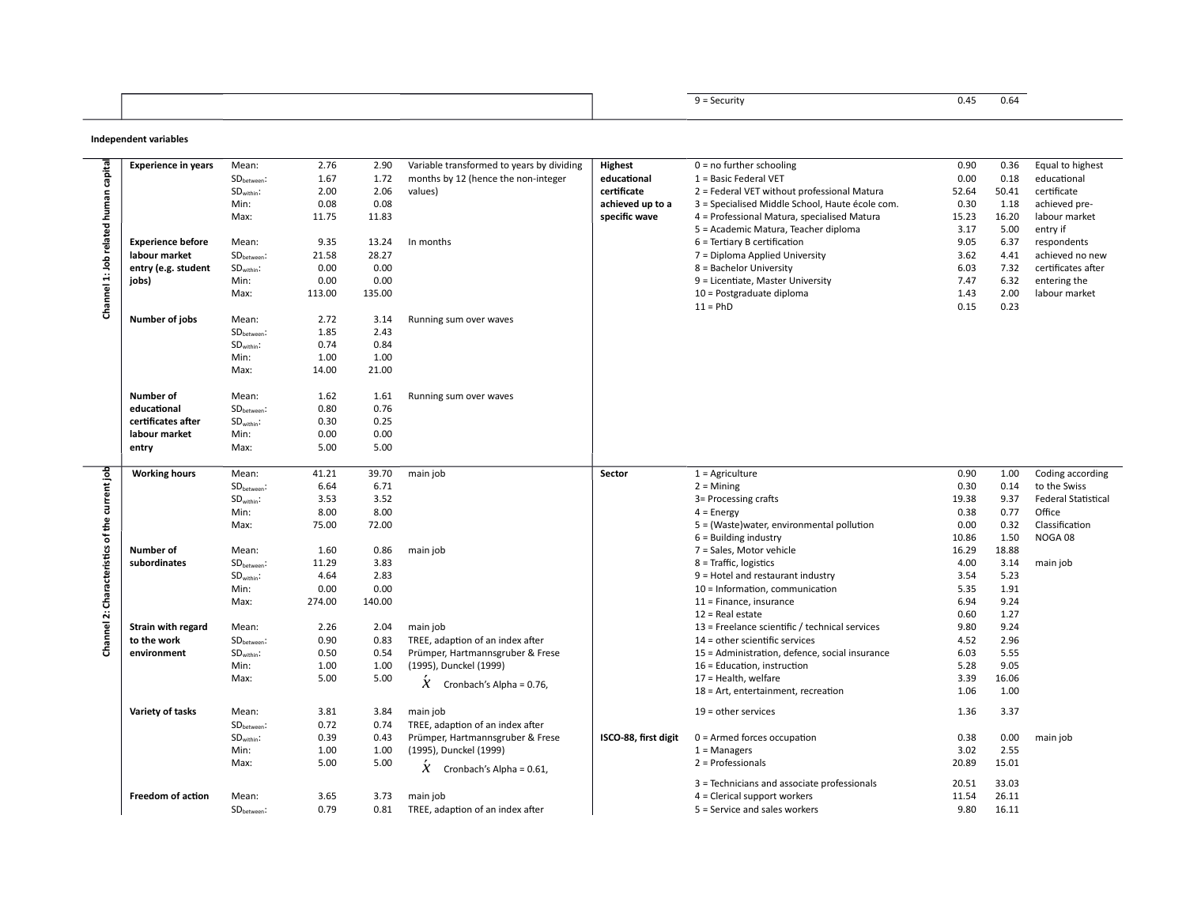| | | | | | | | | | |
|---|---|---|---|---|---|---|---|---|---|
| | | | | | | 9 = Security | 0.45 | 0.64 | |

**Independent variables**

| Channel | Variable | Statistic | | | Description | Variable | Categories | | | Description |
|---|---|---|---|---|---|---|---|---|---|---|
| Channel 1: Job related human capital | **Experience in years** | Mean: | 2.76 | 2.90 | Variable transformed to years by dividing months by 12 (hence the non-integer values) | **Highest educational certificate achieved up to a specific wave** | 0 = no further schooling | 0.90 | 0.36 | Equal to highest educational certificate achieved pre-labour market entry if respondents achieved no new certificates after entering the labour market |
| | | $SD_{between}$: | 1.67 | 1.72 | | | 1 = Basic Federal VET | 0.00 | 0.18 | |
| | | $SD_{within}$: | 2.00 | 2.06 | | | 2 = Federal VET without professional Matura | 52.64 | 50.41 | |
| | | Min: | 0.08 | 0.08 | | | 3 = Specialised Middle School, Haute école com. | 0.30 | 1.18 | |
| | | Max: | 11.75 | 11.83 | | | 4 = Professional Matura, specialised Matura | 15.23 | 16.20 | |
| | | | | | | | 5 = Academic Matura, Teacher diploma | 3.17 | 5.00 | |
| | **Experience before labour market entry (e.g. student jobs)** | Mean: | 9.35 | 13.24 | In months | | 6 = Tertiary B certification | 9.05 | 6.37 | |
| | | $SD_{between}$: | 21.58 | 28.27 | | | 7 = Diploma Applied University | 3.62 | 4.41 | |
| | | $SD_{within}$: | 0.00 | 0.00 | | | 8 = Bachelor University | 6.03 | 7.32 | |
| | | Min: | 0.00 | 0.00 | | | 9 = Licentiate, Master University | 7.47 | 6.32 | |
| | | Max: | 113.00 | 135.00 | | | 10 = Postgraduate diploma | 1.43 | 2.00 | |
| | | | | | | | 11 = PhD | 0.15 | 0.23 | |
| | **Number of jobs** | Mean: | 2.72 | 3.14 | Running sum over waves | | | | | |
| | | $SD_{between}$: | 1.85 | 2.43 | | | | | | |
| | | $SD_{within}$: | 0.74 | 0.84 | | | | | | |
| | | Min: | 1.00 | 1.00 | | | | | | |
| | | Max: | 14.00 | 21.00 | | | | | | |
| | **Number of educational certificates after labour market entry** | Mean: | 1.62 | 1.61 | Running sum over waves | | | | | |
| | | $SD_{between}$: | 0.80 | 0.76 | | | | | | |
| | | $SD_{within}$: | 0.30 | 0.25 | | | | | | |
| | | Min: | 0.00 | 0.00 | | | | | | |
| | | Max: | 5.00 | 5.00 | | | | | | |
| Channel 2: Characteristics of the current job | **Working hours** | Mean: | 41.21 | 39.70 | main job | **Sector** | 1 = Agriculture | 0.90 | 1.00 | Coding according to the Swiss Federal Statistical Office Classification NOGA 08 |
| | | $SD_{between}$: | 6.64 | 6.71 | | | 2 = Mining | 0.30 | 0.14 | |
| | | $SD_{within}$: | 3.53 | 3.52 | | | 3= Processing crafts | 19.38 | 9.37 | |
| | | Min: | 8.00 | 8.00 | | | 4 = Energy | 0.38 | 0.77 | |
| | | Max: | 75.00 | 72.00 | | | 5 = (Waste)water, environmental pollution | 0.00 | 0.32 | |
| | | | | | | | 6 = Building industry | 10.86 | 1.50 | |
| | **Number of subordinates** | Mean: | 1.60 | 0.86 | main job | | 7 = Sales, Motor vehicle | 16.29 | 18.88 | |
| | | $SD_{between}$: | 11.29 | 3.83 | | | 8 = Traffic, logistics | 4.00 | 3.14 | main job |
| | | $SD_{within}$: | 4.64 | 2.83 | | | 9 = Hotel and restaurant industry | 3.54 | 5.23 | |
| | | Min: | 0.00 | 0.00 | | | 10 = Information, communication | 5.35 | 1.91 | |
| | | Max: | 274.00 | 140.00 | | | 11 = Finance, insurance | 6.94 | 9.24 | |
| | | | | | | | 12 = Real estate | 0.60 | 1.27 | |
| | **Strain with regard to the work environment** | Mean: | 2.26 | 2.04 | main job | | 13 = Freelance scientific / technical services | 9.80 | 9.24 | |
| | | $SD_{between}$: | 0.90 | 0.83 | TREE, adaption of an index after | | 14 = other scientific services | 4.52 | 2.96 | |
| | | $SD_{within}$: | 0.50 | 0.54 | Prümper, Hartmannsgruber & Frese | | 15 = Administration, defence, social insurance | 6.03 | 5.55 | |
| | | Min: | 1.00 | 1.00 | (1995), Dunckel (1999) | | 16 = Education, instruction | 5.28 | 9.05 | |
| | | Max: | 5.00 | 5.00 | $\acute{X}$ Cronbach's Alpha = 0.76, | | 17 = Health, welfare | 3.39 | 16.06 | |
| | | | | | | | 18 = Art, entertainment, recreation | 1.06 | 1.00 | |
| | **Variety of tasks** | Mean: | 3.81 | 3.84 | main job | | 19 = other services | 1.36 | 3.37 | |
| | | $SD_{between}$: | 0.72 | 0.74 | TREE, adaption of an index after | | | | | |
| | | $SD_{within}$: | 0.39 | 0.43 | Prümper, Hartmannsgruber & Frese | **ISCO-88, first digit** | 0 = Armed forces occupation | 0.38 | 0.00 | main job |
| | | Min: | 1.00 | 1.00 | (1995), Dunckel (1999) | | 1 = Managers | 3.02 | 2.55 | |
| | | Max: | 5.00 | 5.00 | $\acute{X}$ Cronbach's Alpha = 0.61, | | 2 = Professionals | 20.89 | 15.01 | |
| | | | | | | | 3 = Technicians and associate professionals | 20.51 | 33.03 | |
| | **Freedom of action** | Mean: | 3.65 | 3.73 | main job | | 4 = Clerical support workers | 11.54 | 26.11 | |
| | | $SD_{between}$: | 0.79 | 0.81 | TREE, adaption of an index after | | 5 = Service and sales workers | 9.80 | 16.11 | |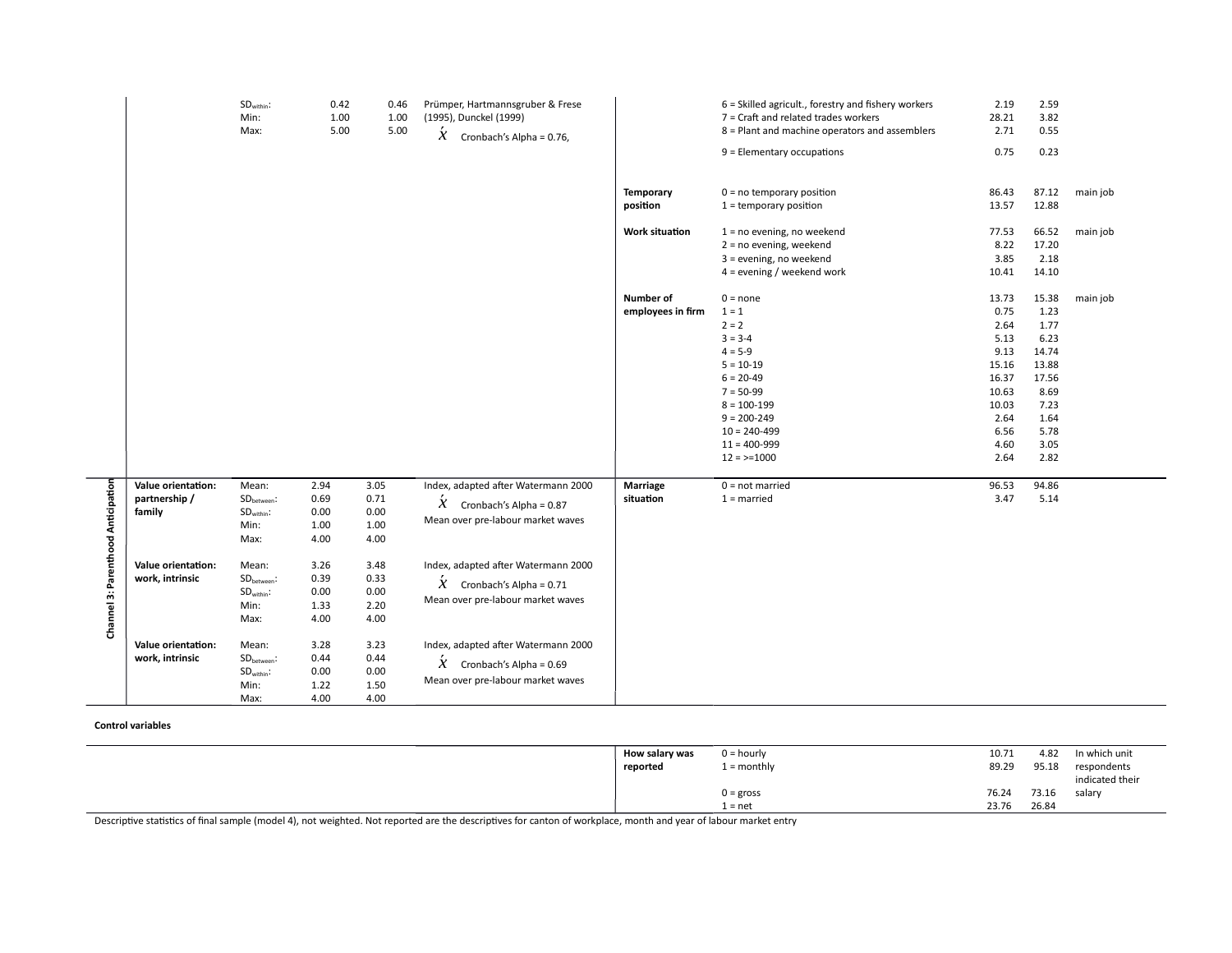| | | | | | | | | | | |
|---|---|---|---|---|---|---|---|---|---|---|
| | | $SD_{within}$: | 0.42 | 0.46 | Prümper, Hartmannsgruber & Frese (1995), Dunckel (1999) | | 6 = Skilled agricult., forestry and fishery workers | 2.19 | 2.59 | |
| | | Min: | 1.00 | 1.00 | $\acute{x}$ Cronbach's Alpha = 0.76, | | 7 = Craft and related trades workers | 28.21 | 3.82 | |
| | | Max: | 5.00 | 5.00 | | | 8 = Plant and machine operators and assemblers | 2.71 | 0.55 | |
| | | | | | | | 9 = Elementary occupations | 0.75 | 0.23 | |
| | | | | | | **Temporary position** | 0 = no temporary position | 86.43 | 87.12 | main job |
| | | | | | | | 1 = temporary position | 13.57 | 12.88 | |
| | | | | | | **Work situation** | 1 = no evening, no weekend | 77.53 | 66.52 | main job |
| | | | | | | | 2 = no evening, weekend | 8.22 | 17.20 | |
| | | | | | | | 3 = evening, no weekend | 3.85 | 2.18 | |
| | | | | | | | 4 = evening / weekend work | 10.41 | 14.10 | |
| | | | | | | **Number of employees in firm** | 0 = none | 13.73 | 15.38 | main job |
| | | | | | | | 1 = 1 | 0.75 | 1.23 | |
| | | | | | | | 2 = 2 | 2.64 | 1.77 | |
| | | | | | | | 3 = 3-4 | 5.13 | 6.23 | |
| | | | | | | | 4 = 5-9 | 9.13 | 14.74 | |
| | | | | | | | 5 = 10-19 | 15.16 | 13.88 | |
| | | | | | | | 6 = 20-49 | 16.37 | 17.56 | |
| | | | | | | | 7 = 50-99 | 10.63 | 8.69 | |
| | | | | | | | 8 = 100-199 | 10.03 | 7.23 | |
| | | | | | | | 9 = 200-249 | 2.64 | 1.64 | |
| | | | | | | | 10 = 240-499 | 6.56 | 5.78 | |
| | | | | | | | 11 = 400-999 | 4.60 | 3.05 | |
| | | | | | | | 12 = >=1000 | 2.64 | 2.82 | |
| **Channel 3: Parenthood Anticipation** | **Value orientation: partnership / family** | Mean: | 2.94 | 3.05 | Index, adapted after Watermann 2000 | **Marriage situation** | 0 = not married | 96.53 | 94.86 | |
| | | $SD_{between}$: | 0.69 | 0.71 | $\acute{x}$ Cronbach's Alpha = 0.87 | | 1 = married | 3.47 | 5.14 | |
| | | $SD_{within}$: | 0.00 | 0.00 | Mean over pre-labour market waves | | | | | |
| | | Min: | 1.00 | 1.00 | | | | | | |
| | | Max: | 4.00 | 4.00 | | | | | | |
| | **Value orientation: work, intrinsic** | Mean: | 3.26 | 3.48 | Index, adapted after Watermann 2000 | | | | | |
| | | $SD_{between}$: | 0.39 | 0.33 | $\acute{x}$ Cronbach's Alpha = 0.71 | | | | | |
| | | $SD_{within}$: | 0.00 | 0.00 | Mean over pre-labour market waves | | | | | |
| | | Min: | 1.33 | 2.20 | | | | | | |
| | | Max: | 4.00 | 4.00 | | | | | | |
| | **Value orientation: work, intrinsic** | Mean: | 3.28 | 3.23 | Index, adapted after Watermann 2000 | | | | | |
| | | $SD_{between}$: | 0.44 | 0.44 | $\acute{x}$ Cronbach's Alpha = 0.69 | | | | | |
| | | $SD_{within}$: | 0.00 | 0.00 | Mean over pre-labour market waves | | | | | |
| | | Min: | 1.22 | 1.50 | | | | | | |
| | | Max: | 4.00 | 4.00 | | | | | | |

**Control variables**

| | | | | |
|---|---|---|---|---|
| **How salary was reported** | 0 = hourly | 10.71 | 4.82 | In which unit respondents indicated their salary |
| | 1 = monthly | 89.29 | 95.18 | |
| | 0 = gross | 76.24 | 73.16 | |
| | 1 = net | 23.76 | 26.84 | |

Descriptive statistics of final sample (model 4), not weighted. Not reported are the descriptives for canton of workplace, month and year of labour market entry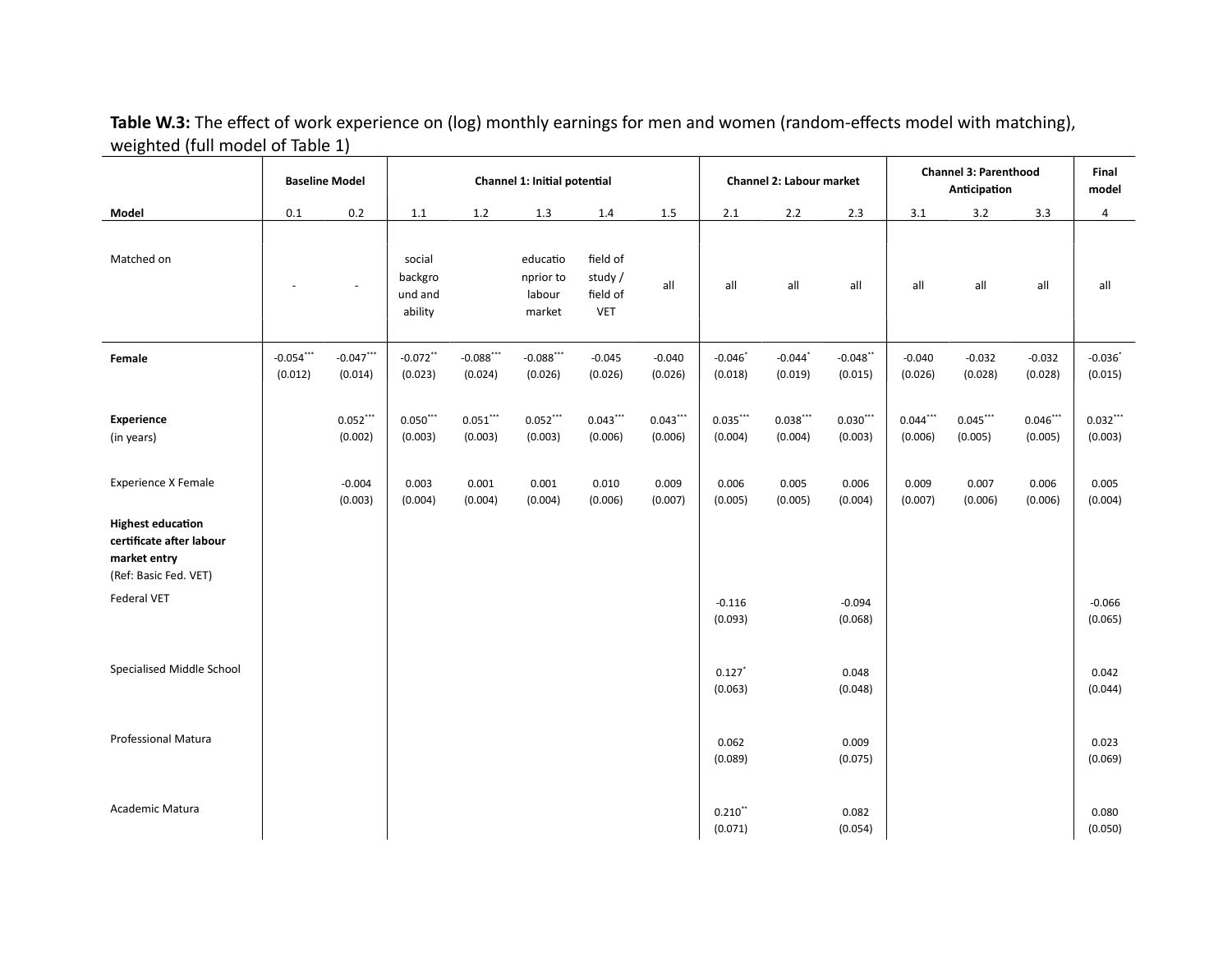**Table W.3:** The effect of work experience on (log) monthly earnings for men and women (random-effects model with matching), weighted (full model of Table 1)

| | Baseline Model | | Channel 1: Initial potential | | | | | Channel 2: Labour market | | | Channel 3: Parenthood Anticipation | | | Final model |
|---|---|---|---|---|---|---|---|---|---|---|---|---|---|---|
| **Model** | 0.1 | 0.2 | 1.1 | 1.2 | 1.3 | 1.4 | 1.5 | 2.1 | 2.2 | 2.3 | 3.1 | 3.2 | 3.3 | 4 |
| Matched on | - | - | social background and ability | | education prior to labour market | field of study / field of VET | all | all | all | all | all | all | all | all |
| **Female** | -0.054*** (0.012) | -0.047*** (0.014) | -0.072** (0.023) | -0.088*** (0.024) | -0.088*** (0.026) | -0.045 (0.026) | -0.040 (0.026) | -0.046* (0.018) | -0.044* (0.019) | -0.048** (0.015) | -0.040 (0.026) | -0.032 (0.028) | -0.032 (0.028) | -0.036* (0.015) |
| **Experience** (in years) | | 0.052*** (0.002) | 0.050*** (0.003) | 0.051*** (0.003) | 0.052*** (0.003) | 0.043*** (0.006) | 0.043*** (0.006) | 0.035*** (0.004) | 0.038*** (0.004) | 0.030*** (0.003) | 0.044*** (0.006) | 0.045*** (0.005) | 0.046*** (0.005) | 0.032*** (0.003) |
| Experience X Female | | -0.004 (0.003) | 0.003 (0.004) | 0.001 (0.004) | 0.001 (0.004) | 0.010 (0.006) | 0.009 (0.007) | 0.006 (0.005) | 0.005 (0.005) | 0.006 (0.004) | 0.009 (0.007) | 0.007 (0.006) | 0.006 (0.006) | 0.005 (0.004) |
| **Highest education certificate after labour market entry** (Ref: Basic Fed. VET) | | | | | | | | | | | | | | |
| Federal VET | | | | | | | | -0.116 (0.093) | | -0.094 (0.068) | | | | -0.066 (0.065) |
| Specialised Middle School | | | | | | | | 0.127* (0.063) | | 0.048 (0.048) | | | | 0.042 (0.044) |
| Professional Matura | | | | | | | | 0.062 (0.089) | | 0.009 (0.075) | | | | 0.023 (0.069) |
| Academic Matura | | | | | | | | 0.210** (0.071) | | 0.082 (0.054) | | | | 0.080 (0.050) |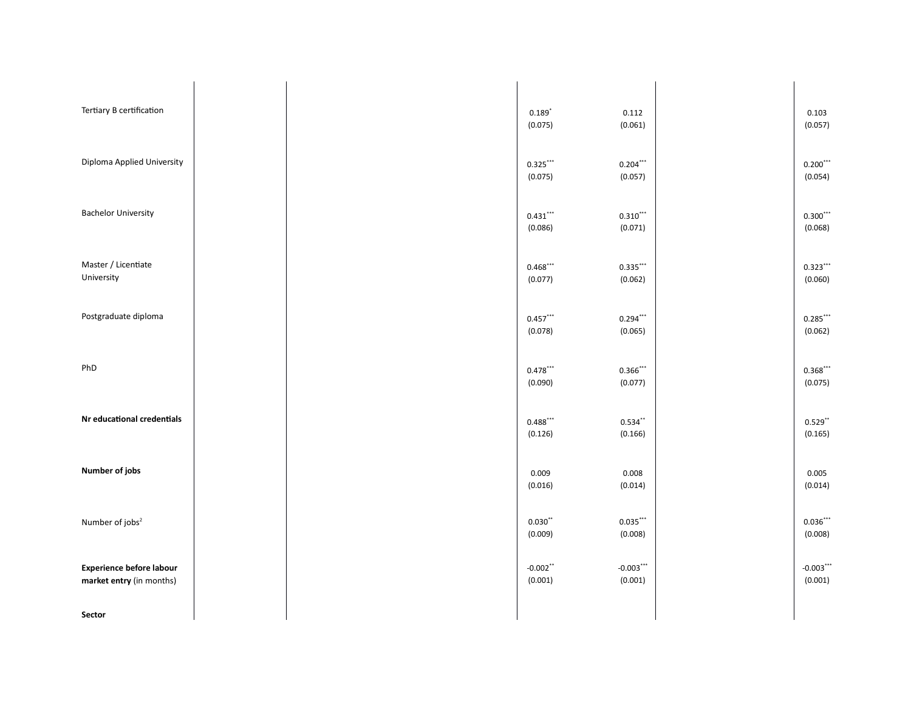| | | | | | | |
|---|---|---|---|---|---|---|
| Tertiary B certification | | | 0.189$^{*}$ | 0.112 | | 0.103 |
| | | | (0.075) | (0.061) | | (0.057) |
| Diploma Applied University | | | 0.325$^{***}$ | 0.204$^{***}$ | | 0.200$^{***}$ |
| | | | (0.075) | (0.057) | | (0.054) |
| Bachelor University | | | 0.431$^{***}$ | 0.310$^{***}$ | | 0.300$^{***}$ |
| | | | (0.086) | (0.071) | | (0.068) |
| Master / Licentiate University | | | 0.468$^{***}$ | 0.335$^{***}$ | | 0.323$^{***}$ |
| | | | (0.077) | (0.062) | | (0.060) |
| Postgraduate diploma | | | 0.457$^{***}$ | 0.294$^{***}$ | | 0.285$^{***}$ |
| | | | (0.078) | (0.065) | | (0.062) |
| PhD | | | 0.478$^{***}$ | 0.366$^{***}$ | | 0.368$^{***}$ |
| | | | (0.090) | (0.077) | | (0.075) |
| **Nr educational credentials** | | | 0.488$^{***}$ | 0.534$^{**}$ | | 0.529$^{**}$ |
| | | | (0.126) | (0.166) | | (0.165) |
| **Number of jobs** | | | 0.009 | 0.008 | | 0.005 |
| | | | (0.016) | (0.014) | | (0.014) |
| Number of jobs$^{2}$ | | | 0.030$^{**}$ | 0.035$^{***}$ | | 0.036$^{***}$ |
| | | | (0.009) | (0.008) | | (0.008) |
| **Experience before labour market entry** (in months) | | | -0.002$^{**}$ | -0.003$^{***}$ | | -0.003$^{***}$ |
| | | | (0.001) | (0.001) | | (0.001) |
| **Sector** | | | | | | |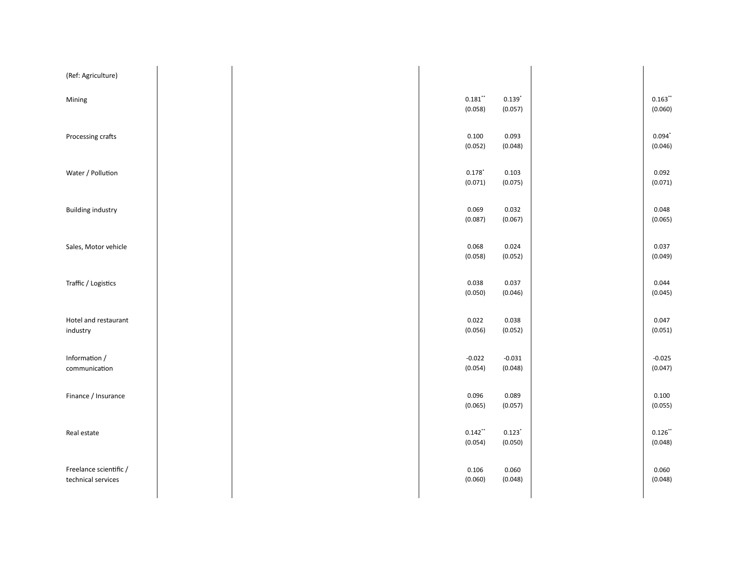| | | | | | | |
|---|---|---|---|---|---|---|
| (Ref: Agriculture) | | | | | | |
| Mining | | | 0.181**<br>(0.058) | 0.139*<br>(0.057) | | 0.163**<br>(0.060) |
| Processing crafts | | | 0.100<br>(0.052) | 0.093<br>(0.048) | | 0.094*<br>(0.046) |
| Water / Pollution | | | 0.178*<br>(0.071) | 0.103<br>(0.075) | | 0.092<br>(0.071) |
| Building industry | | | 0.069<br>(0.087) | 0.032<br>(0.067) | | 0.048<br>(0.065) |
| Sales, Motor vehicle | | | 0.068<br>(0.058) | 0.024<br>(0.052) | | 0.037<br>(0.049) |
| Traffic / Logistics | | | 0.038<br>(0.050) | 0.037<br>(0.046) | | 0.044<br>(0.045) |
| Hotel and restaurant industry | | | 0.022<br>(0.056) | 0.038<br>(0.052) | | 0.047<br>(0.051) |
| Information / communication | | | -0.022<br>(0.054) | -0.031<br>(0.048) | | -0.025<br>(0.047) |
| Finance / Insurance | | | 0.096<br>(0.065) | 0.089<br>(0.057) | | 0.100<br>(0.055) |
| Real estate | | | 0.142**<br>(0.054) | 0.123*<br>(0.050) | | 0.126**<br>(0.048) |
| Freelance scientific / technical services | | | 0.106<br>(0.060) | 0.060<br>(0.048) | | 0.060<br>(0.048) |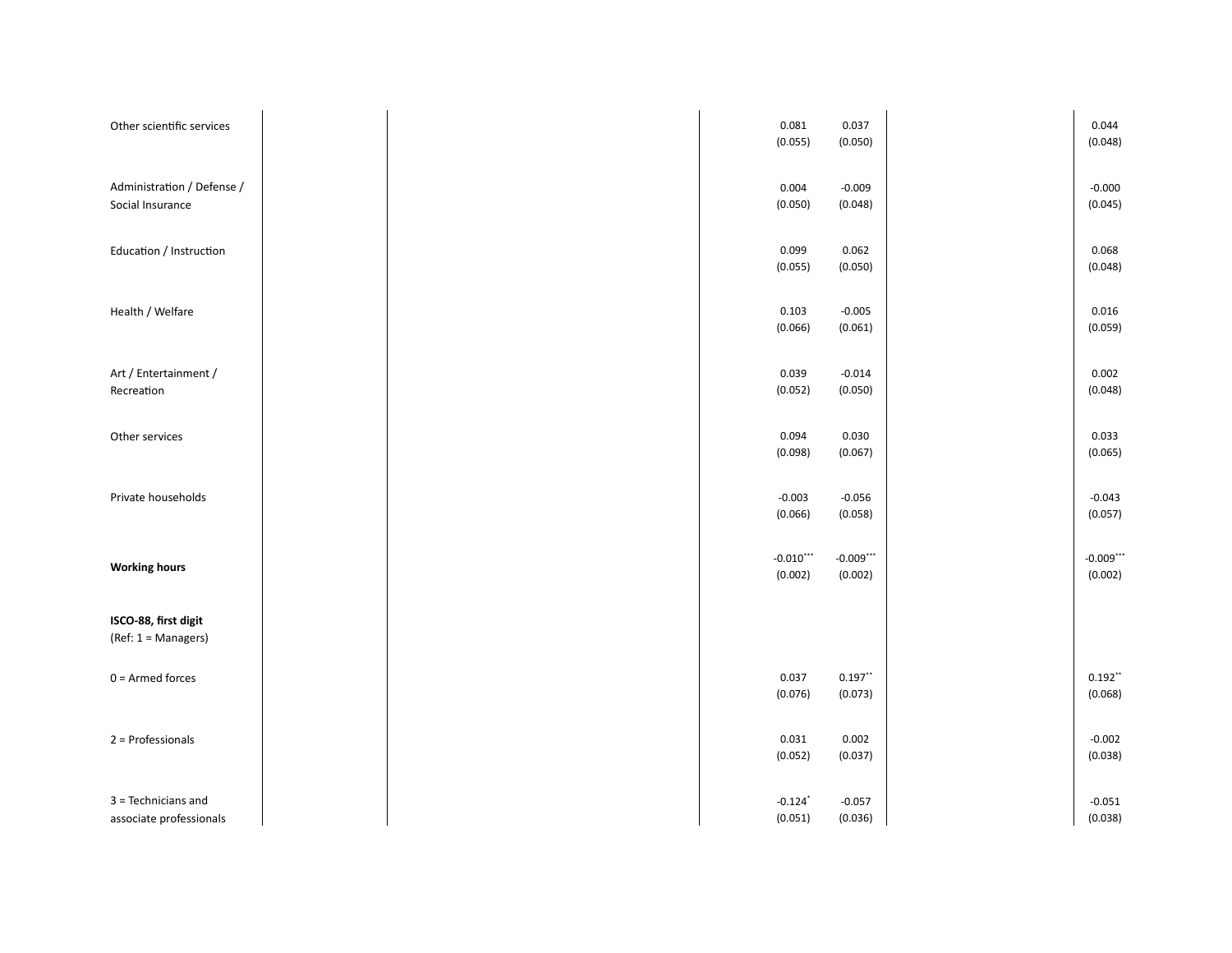| | | | | | | | |
|---|---|---|---|---|---|---|---|
| Other scientific services | | | 0.081 | 0.037 | | | 0.044 |
| | | | (0.055) | (0.050) | | | (0.048) |
| Administration / Defense / Social Insurance | | | 0.004 | -0.009 | | | -0.000 |
| | | | (0.050) | (0.048) | | | (0.045) |
| Education / Instruction | | | 0.099 | 0.062 | | | 0.068 |
| | | | (0.055) | (0.050) | | | (0.048) |
| Health / Welfare | | | 0.103 | -0.005 | | | 0.016 |
| | | | (0.066) | (0.061) | | | (0.059) |
| Art / Entertainment / Recreation | | | 0.039 | -0.014 | | | 0.002 |
| | | | (0.052) | (0.050) | | | (0.048) |
| Other services | | | 0.094 | 0.030 | | | 0.033 |
| | | | (0.098) | (0.067) | | | (0.065) |
| Private households | | | -0.003 | -0.056 | | | -0.043 |
| | | | (0.066) | (0.058) | | | (0.057) |
| **Working hours** | | | -0.010*** | -0.009*** | | | -0.009*** |
| | | | (0.002) | (0.002) | | | (0.002) |
| **ISCO-88, first digit** (Ref: 1 = Managers) | | | | | | | |
| 0 = Armed forces | | | 0.037 | 0.197** | | | 0.192** |
| | | | (0.076) | (0.073) | | | (0.068) |
| 2 = Professionals | | | 0.031 | 0.002 | | | -0.002 |
| | | | (0.052) | (0.037) | | | (0.038) |
| 3 = Technicians and associate professionals | | | -0.124* | -0.057 | | | -0.051 |
| | | | (0.051) | (0.036) | | | (0.038) |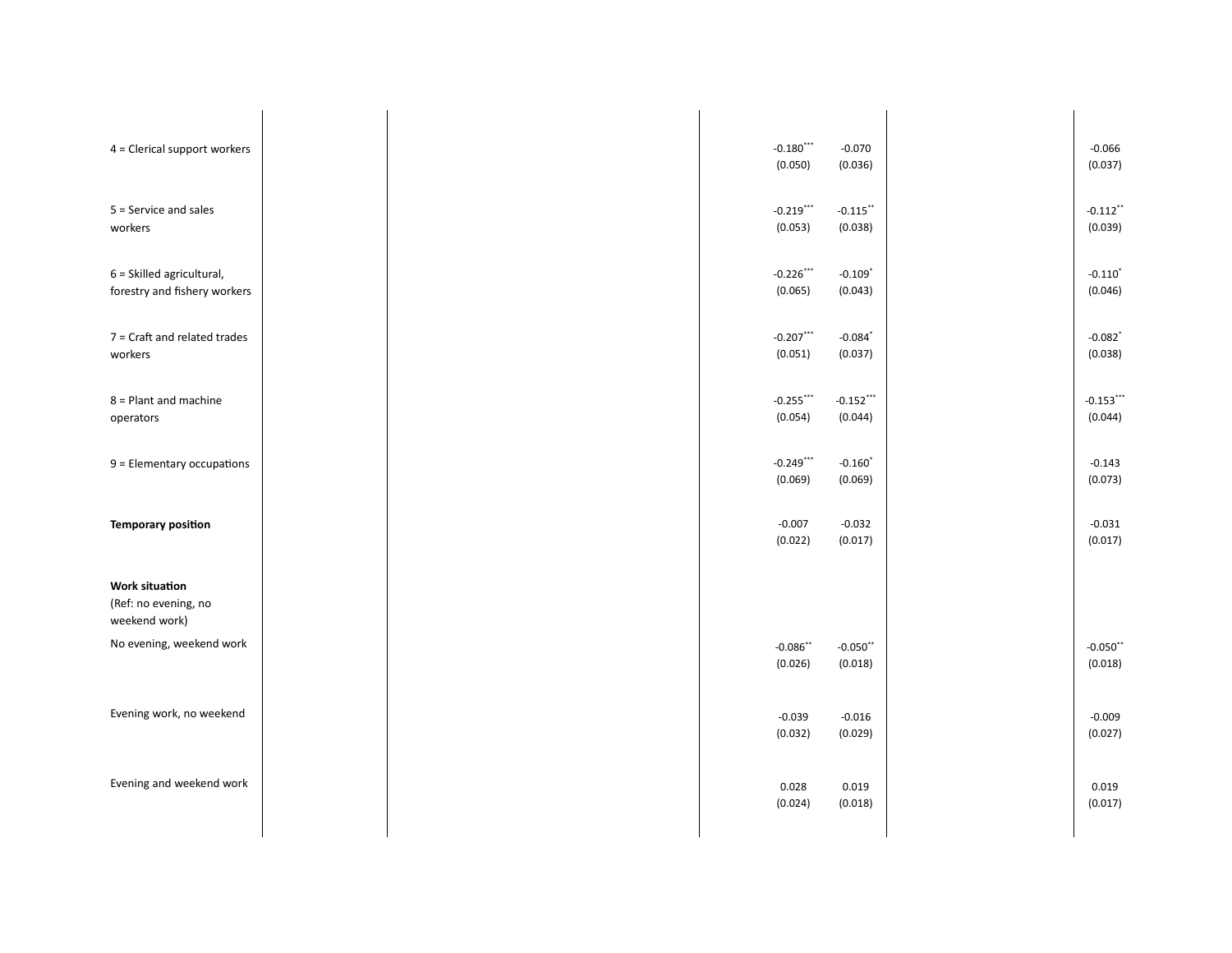| | | | | | | |
|---|---|---|---|---|---|---|
| 4 = Clerical support workers | | | -0.180***<br>(0.050) | -0.070<br>(0.036) | | -0.066<br>(0.037) |
| 5 = Service and sales workers | | | -0.219***<br>(0.053) | -0.115**<br>(0.038) | | -0.112**<br>(0.039) |
| 6 = Skilled agricultural, forestry and fishery workers | | | -0.226***<br>(0.065) | -0.109*<br>(0.043) | | -0.110*<br>(0.046) |
| 7 = Craft and related trades workers | | | -0.207***<br>(0.051) | -0.084*<br>(0.037) | | -0.082*<br>(0.038) |
| 8 = Plant and machine operators | | | -0.255***<br>(0.054) | -0.152***<br>(0.044) | | -0.153***<br>(0.044) |
| 9 = Elementary occupations | | | -0.249***<br>(0.069) | -0.160*<br>(0.069) | | -0.143<br>(0.073) |
| **Temporary position** | | | -0.007<br>(0.022) | -0.032<br>(0.017) | | -0.031<br>(0.017) |
| **Work situation**<br>(Ref: no evening, no weekend work) | | | | | | |
| No evening, weekend work | | | -0.086**<br>(0.026) | -0.050**<br>(0.018) | | -0.050**<br>(0.018) |
| Evening work, no weekend | | | -0.039<br>(0.032) | -0.016<br>(0.029) | | -0.009<br>(0.027) |
| Evening and weekend work | | | 0.028<br>(0.024) | 0.019<br>(0.018) | | 0.019<br>(0.017) |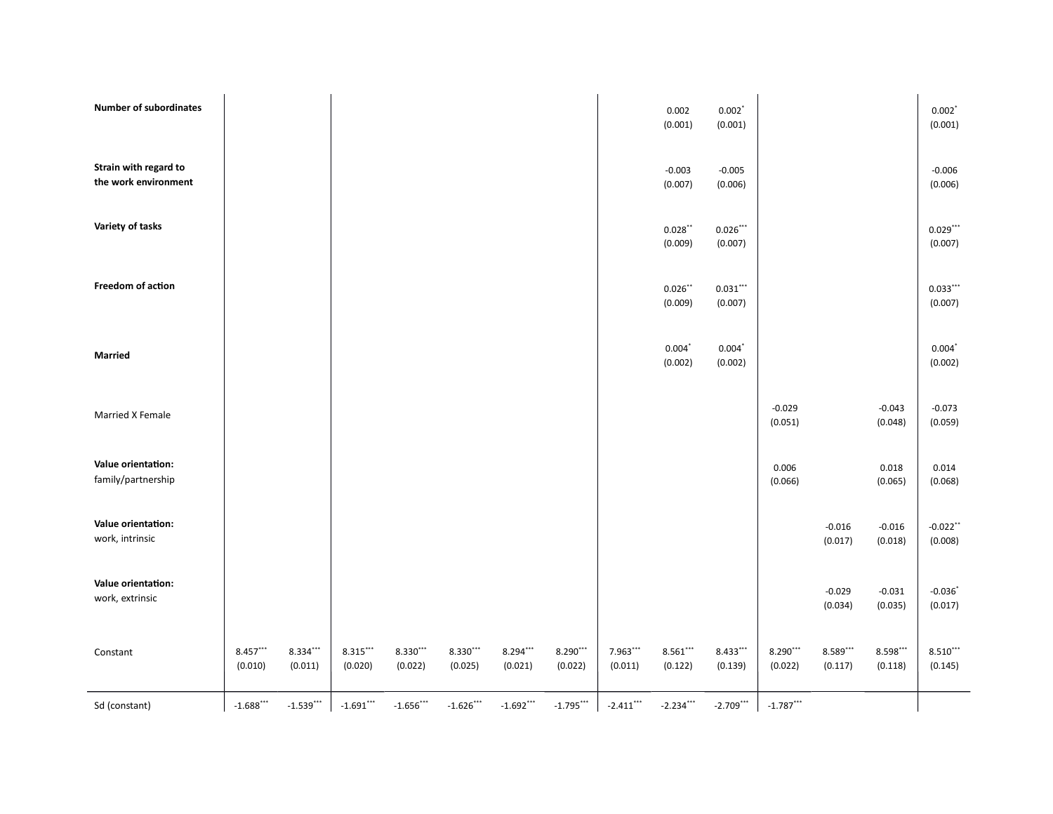| | (1) | (2) | (3) | (4) | (5) | (6) | (7) | (8) | (9) | (10) | (11) | (12) | (13) | (14) |
|---|---|---|---|---|---|---|---|---|---|---|---|---|---|---|
| **Number of subordinates** | | | | | | | | | 0.002 | 0.002$^{*}$ | | | | 0.002$^{*}$ |
| | | | | | | | | | (0.001) | (0.001) | | | | (0.001) |
| **Strain with regard to the work environment** | | | | | | | | | -0.003 | -0.005 | | | | -0.006 |
| | | | | | | | | | (0.007) | (0.006) | | | | (0.006) |
| **Variety of tasks** | | | | | | | | | 0.028$^{**}$ | 0.026$^{***}$ | | | | 0.029$^{***}$ |
| | | | | | | | | | (0.009) | (0.007) | | | | (0.007) |
| **Freedom of action** | | | | | | | | | 0.026$^{**}$ | 0.031$^{***}$ | | | | 0.033$^{***}$ |
| | | | | | | | | | (0.009) | (0.007) | | | | (0.007) |
| **Married** | | | | | | | | | 0.004$^{*}$ | 0.004$^{*}$ | | | | 0.004$^{*}$ |
| | | | | | | | | | (0.002) | (0.002) | | | | (0.002) |
| Married X Female | | | | | | | | | | | -0.029 | | -0.043 | -0.073 |
| | | | | | | | | | | | (0.051) | | (0.048) | (0.059) |
| **Value orientation:** family/partnership | | | | | | | | | | | 0.006 | | 0.018 | 0.014 |
| | | | | | | | | | | | (0.066) | | (0.065) | (0.068) |
| **Value orientation:** work, intrinsic | | | | | | | | | | | | -0.016 | -0.016 | -0.022$^{**}$ |
| | | | | | | | | | | | | (0.017) | (0.018) | (0.008) |
| **Value orientation:** work, extrinsic | | | | | | | | | | | | -0.029 | -0.031 | -0.036$^{*}$ |
| | | | | | | | | | | | | (0.034) | (0.035) | (0.017) |
| Constant | 8.457$^{***}$ | 8.334$^{***}$ | 8.315$^{***}$ | 8.330$^{***}$ | 8.330$^{***}$ | 8.294$^{***}$ | 8.290$^{***}$ | 7.963$^{***}$ | 8.561$^{***}$ | 8.433$^{***}$ | 8.290$^{***}$ | 8.589$^{***}$ | 8.598$^{***}$ | 8.510$^{***}$ |
| | (0.010) | (0.011) | (0.020) | (0.022) | (0.025) | (0.021) | (0.022) | (0.011) | (0.122) | (0.139) | (0.022) | (0.117) | (0.118) | (0.145) |
| Sd (constant) | -1.688$^{***}$ | -1.539$^{***}$ | -1.691$^{***}$ | -1.656$^{***}$ | -1.626$^{***}$ | -1.692$^{***}$ | -1.795$^{***}$ | -2.411$^{***}$ | -2.234$^{***}$ | -2.709$^{***}$ | -1.787$^{***}$ | | | |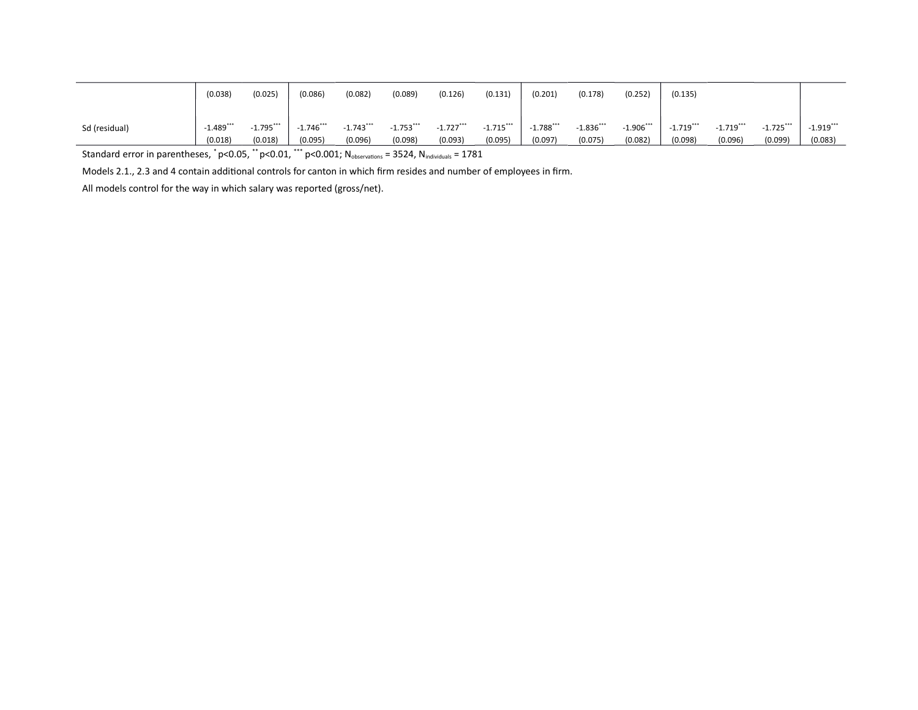| | | | | | | | | | | | | | | | |
|---|---|---|---|---|---|---|---|---|---|---|---|---|---|---|---|
| | (0.038) | (0.025) | (0.086) | (0.082) | (0.089) | (0.126) | (0.131) | (0.201) | (0.178) | (0.252) | (0.135) | | | | |
| Sd (residual) | -1.489*** | -1.795*** | -1.746*** | -1.743*** | -1.753*** | -1.727*** | -1.715*** | -1.788*** | -1.836*** | -1.906*** | -1.719*** | -1.719*** | -1.725*** | -1.919*** | |
| | (0.018) | (0.018) | (0.095) | (0.096) | (0.098) | (0.093) | (0.095) | (0.097) | (0.075) | (0.082) | (0.098) | (0.096) | (0.099) | (0.083) | |

Standard error in parentheses, * $p<0.05$, ** $p<0.01$, *** $p<0.001$; $N_{observations} = 3524$, $N_{individuals} = 1781$

Models 2.1., 2.3 and 4 contain additional controls for canton in which firm resides and number of employees in firm.

All models control for the way in which salary was reported (gross/net).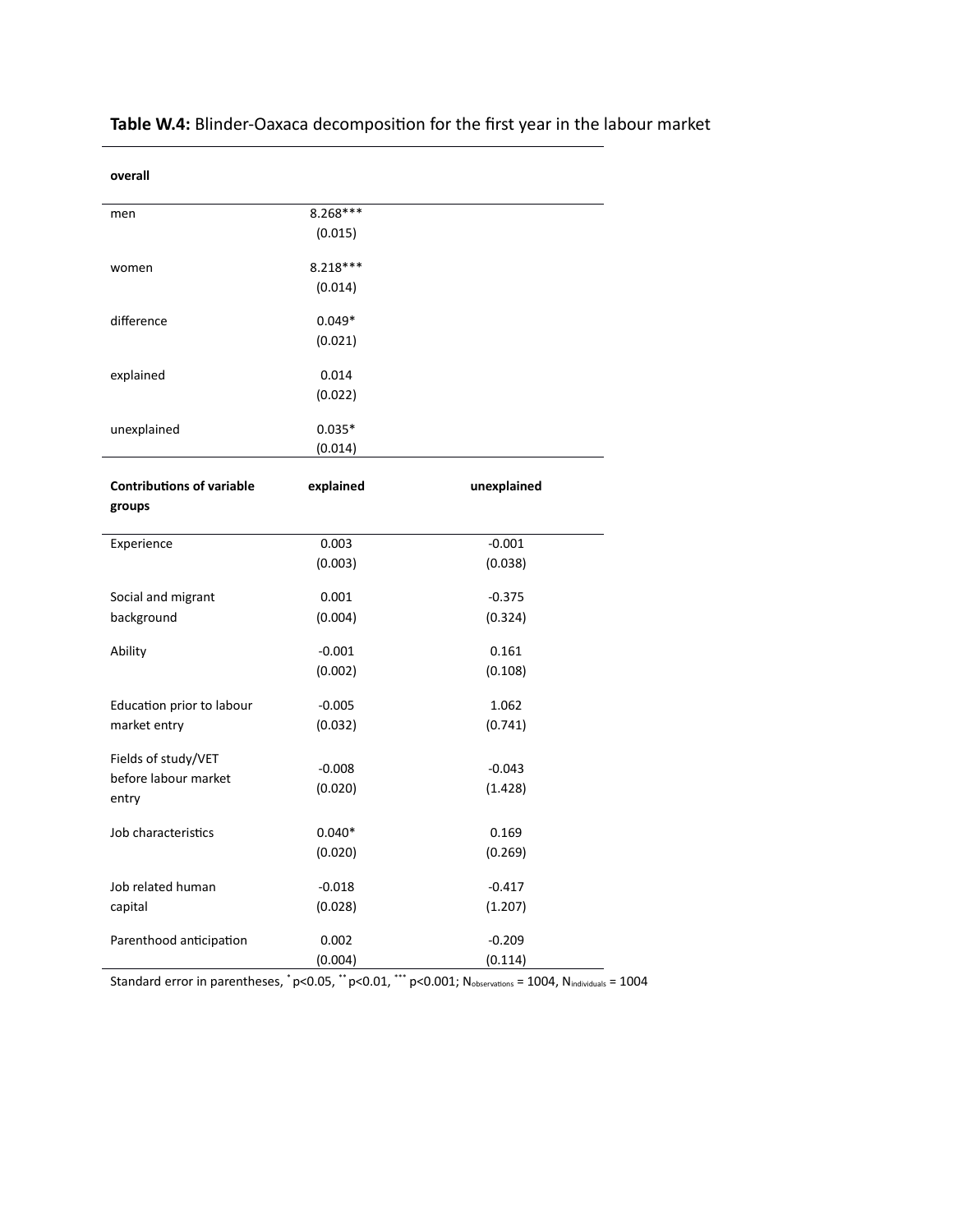**Table W.4:** Blinder-Oaxaca decomposition for the first year in the labour market

| **overall** | | |
|---|---|---|
| men | 8.268*** | |
| | (0.015) | |
| women | 8.218*** | |
| | (0.014) | |
| difference | 0.049* | |
| | (0.021) | |
| explained | 0.014 | |
| | (0.022) | |
| unexplained | 0.035* | |
| | (0.014) | |
| **Contributions of variable groups** | **explained** | **unexplained** |
| Experience | 0.003 | -0.001 |
| | (0.003) | (0.038) |
| Social and migrant background | 0.001 | -0.375 |
| | (0.004) | (0.324) |
| Ability | -0.001 | 0.161 |
| | (0.002) | (0.108) |
| Education prior to labour market entry | -0.005 | 1.062 |
| | (0.032) | (0.741) |
| Fields of study/VET before labour market entry | -0.008 | -0.043 |
| | (0.020) | (1.428) |
| Job characteristics | 0.040* | 0.169 |
| | (0.020) | (0.269) |
| Job related human capital | -0.018 | -0.417 |
| | (0.028) | (1.207) |
| Parenthood anticipation | 0.002 | -0.209 |
| | (0.004) | (0.114) |

Standard error in parentheses, * $p<0.05$, ** $p<0.01$, *** $p<0.001$; $N_{observations} = 1004$, $N_{individuals} = 1004$